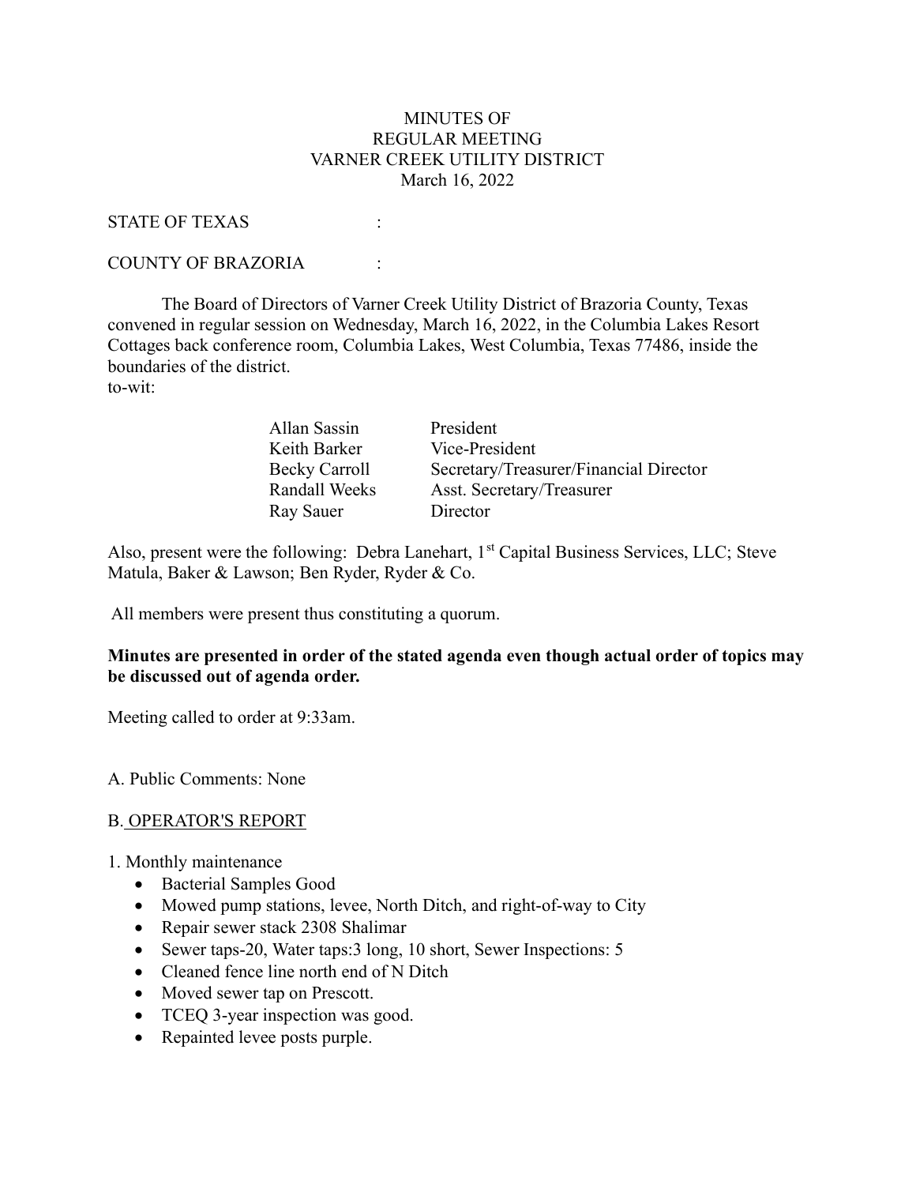MINUTES OF
REGULAR MEETING
VARNER CREEK UTILITY DISTRICT
March 16, 2022

STATE OF TEXAS :

COUNTY OF BRAZORIA :

The Board of Directors of Varner Creek Utility District of Brazoria County, Texas convened in regular session on Wednesday, March 16, 2022, in the Columbia Lakes Resort Cottages back conference room, Columbia Lakes, West Columbia, Texas 77486, inside the boundaries of the district.
to-wit:

| | |
|---|---|
| Allan Sassin | President |
| Keith Barker | Vice-President |
| Becky Carroll | Secretary/Treasurer/Financial Director |
| Randall Weeks | Asst. Secretary/Treasurer |
| Ray Sauer | Director |

Also, present were the following: Debra Lanehart, 1st Capital Business Services, LLC; Steve Matula, Baker & Lawson; Ben Ryder, Ryder & Co.

All members were present thus constituting a quorum.

**Minutes are presented in order of the stated agenda even though actual order of topics may be discussed out of agenda order.**

Meeting called to order at 9:33am.

A. Public Comments: None

B. OPERATOR'S REPORT

1. Monthly maintenance
   - Bacterial Samples Good
   - Mowed pump stations, levee, North Ditch, and right-of-way to City
   - Repair sewer stack 2308 Shalimar
   - Sewer taps-20, Water taps:3 long, 10 short, Sewer Inspections: 5
   - Cleaned fence line north end of N Ditch
   - Moved sewer tap on Prescott.
   - TCEQ 3-year inspection was good.
   - Repainted levee posts purple.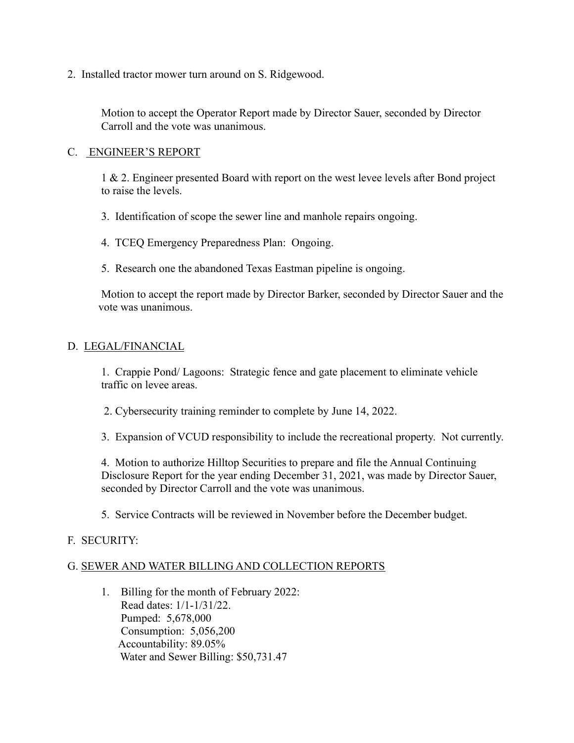2. Installed tractor mower turn around on S. Ridgewood.

Motion to accept the Operator Report made by Director Sauer, seconded by Director Carroll and the vote was unanimous.

C. ENGINEER'S REPORT

1 & 2. Engineer presented Board with report on the west levee levels after Bond project to raise the levels.

3. Identification of scope the sewer line and manhole repairs ongoing.

4. TCEQ Emergency Preparedness Plan: Ongoing.

5. Research one the abandoned Texas Eastman pipeline is ongoing.

Motion to accept the report made by Director Barker, seconded by Director Sauer and the vote was unanimous.

D. LEGAL/FINANCIAL

1. Crappie Pond/ Lagoons: Strategic fence and gate placement to eliminate vehicle traffic on levee areas.

2. Cybersecurity training reminder to complete by June 14, 2022.

3. Expansion of VCUD responsibility to include the recreational property. Not currently.

4. Motion to authorize Hilltop Securities to prepare and file the Annual Continuing Disclosure Report for the year ending December 31, 2021, was made by Director Sauer, seconded by Director Carroll and the vote was unanimous.

5. Service Contracts will be reviewed in November before the December budget.

F. SECURITY:

G. SEWER AND WATER BILLING AND COLLECTION REPORTS

1. Billing for the month of February 2022:
   Read dates: 1/1-1/31/22.
   Pumped: 5,678,000
   Consumption: 5,056,200
   Accountability: 89.05%
   Water and Sewer Billing: $50,731.47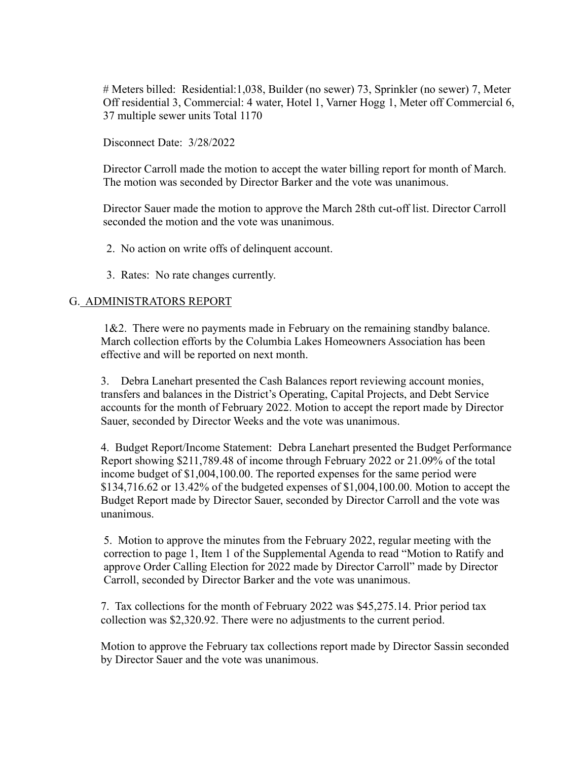# Meters billed: Residential:1,038, Builder (no sewer) 73, Sprinkler (no sewer) 7, Meter Off residential 3, Commercial: 4 water, Hotel 1, Varner Hogg 1, Meter off Commercial 6, 37 multiple sewer units Total 1170

Disconnect Date: 3/28/2022

Director Carroll made the motion to accept the water billing report for month of March. The motion was seconded by Director Barker and the vote was unanimous.

Director Sauer made the motion to approve the March 28th cut-off list. Director Carroll seconded the motion and the vote was unanimous.

2. No action on write offs of delinquent account.

3. Rates: No rate changes currently.

## G. ADMINISTRATORS REPORT

1&2. There were no payments made in February on the remaining standby balance. March collection efforts by the Columbia Lakes Homeowners Association has been effective and will be reported on next month.

3. Debra Lanehart presented the Cash Balances report reviewing account monies, transfers and balances in the District's Operating, Capital Projects, and Debt Service accounts for the month of February 2022. Motion to accept the report made by Director Sauer, seconded by Director Weeks and the vote was unanimous.

4. Budget Report/Income Statement: Debra Lanehart presented the Budget Performance Report showing $211,789.48 of income through February 2022 or 21.09% of the total income budget of $1,004,100.00. The reported expenses for the same period were $134,716.62 or 13.42% of the budgeted expenses of $1,004,100.00. Motion to accept the Budget Report made by Director Sauer, seconded by Director Carroll and the vote was unanimous.

5. Motion to approve the minutes from the February 2022, regular meeting with the correction to page 1, Item 1 of the Supplemental Agenda to read "Motion to Ratify and approve Order Calling Election for 2022 made by Director Carroll" made by Director Carroll, seconded by Director Barker and the vote was unanimous.

7. Tax collections for the month of February 2022 was $45,275.14. Prior period tax collection was $2,320.92. There were no adjustments to the current period.

Motion to approve the February tax collections report made by Director Sassin seconded by Director Sauer and the vote was unanimous.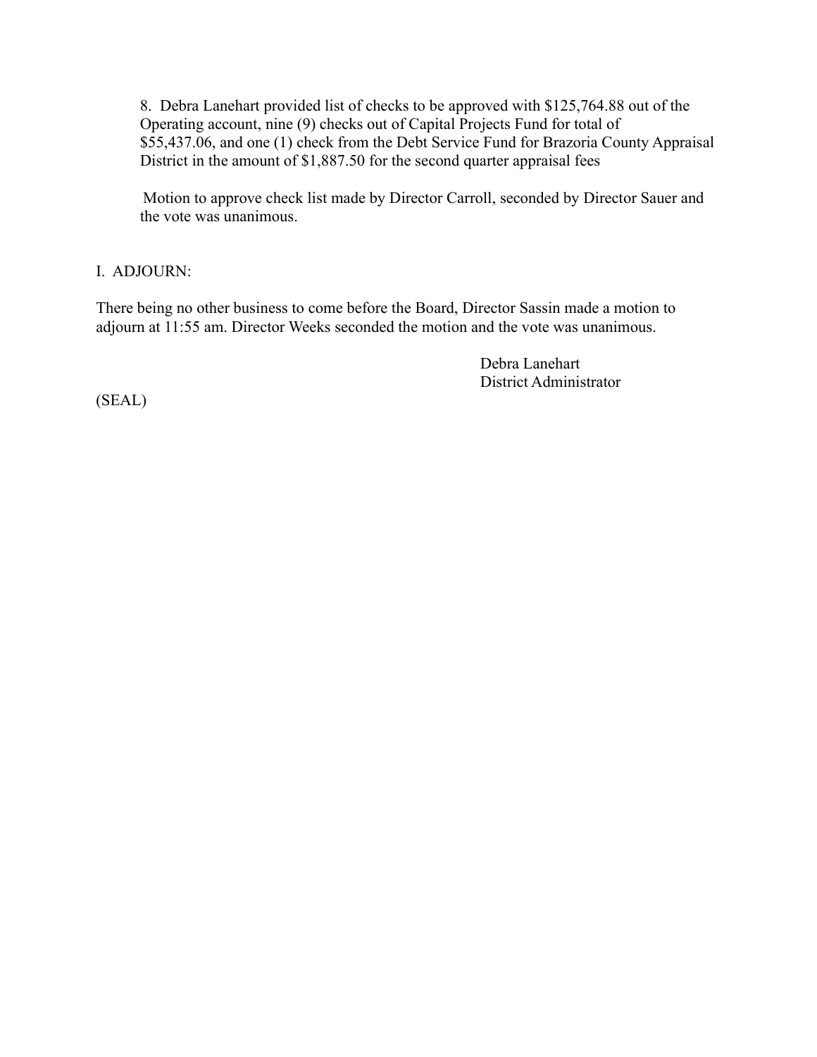8. Debra Lanehart provided list of checks to be approved with $125,764.88 out of the Operating account, nine (9) checks out of Capital Projects Fund for total of $55,437.06, and one (1) check from the Debt Service Fund for Brazoria County Appraisal District in the amount of $1,887.50 for the second quarter appraisal fees

Motion to approve check list made by Director Carroll, seconded by Director Sauer and the vote was unanimous.

I. ADJOURN:

There being no other business to come before the Board, Director Sassin made a motion to adjourn at 11:55 am. Director Weeks seconded the motion and the vote was unanimous.

Debra Lanehart
District Administrator

(SEAL)